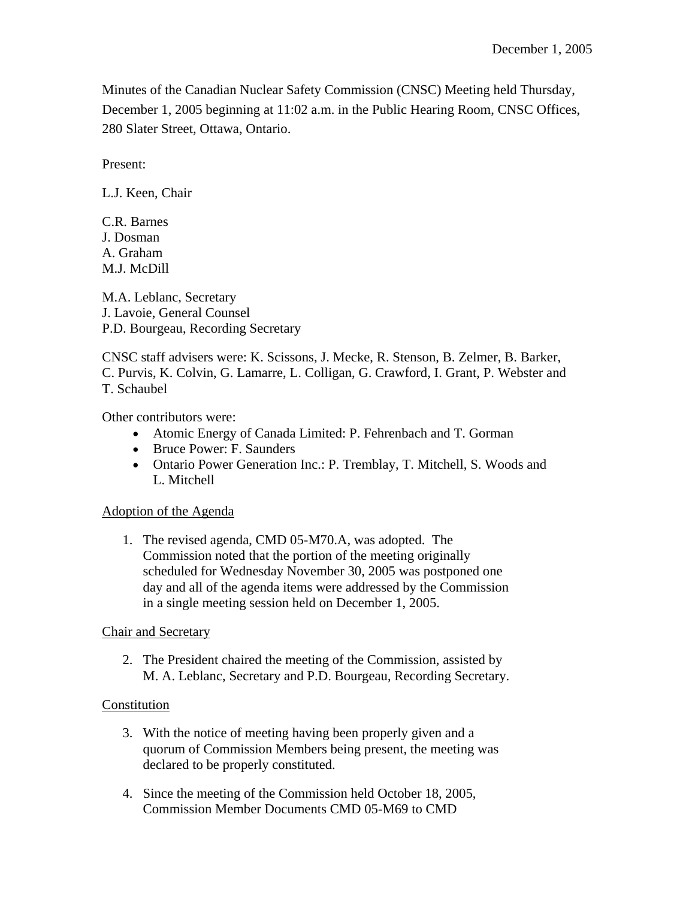December 1, 2005

Minutes of the Canadian Nuclear Safety Commission (CNSC) Meeting held Thursday, December 1, 2005 beginning at 11:02 a.m. in the Public Hearing Room, CNSC Offices, 280 Slater Street, Ottawa, Ontario.

Present:

L.J. Keen, Chair

C.R. Barnes
J. Dosman
A. Graham
M.J. McDill

M.A. Leblanc, Secretary
J. Lavoie, General Counsel
P.D. Bourgeau, Recording Secretary

CNSC staff advisers were: K. Scissons, J. Mecke, R. Stenson, B. Zelmer, B. Barker, C. Purvis, K. Colvin, G. Lamarre, L. Colligan, G. Crawford, I. Grant, P. Webster and T. Schaubel

Other contributors were:

- Atomic Energy of Canada Limited: P. Fehrenbach and T. Gorman
- Bruce Power: F. Saunders
- Ontario Power Generation Inc.: P. Tremblay, T. Mitchell, S. Woods and L. Mitchell

## Adoption of the Agenda

1. The revised agenda, CMD 05-M70.A, was adopted. The Commission noted that the portion of the meeting originally scheduled for Wednesday November 30, 2005 was postponed one day and all of the agenda items were addressed by the Commission in a single meeting session held on December 1, 2005.

## Chair and Secretary

2. The President chaired the meeting of the Commission, assisted by M. A. Leblanc, Secretary and P.D. Bourgeau, Recording Secretary.

## Constitution

3. With the notice of meeting having been properly given and a quorum of Commission Members being present, the meeting was declared to be properly constituted.

4. Since the meeting of the Commission held October 18, 2005, Commission Member Documents CMD 05-M69 to CMD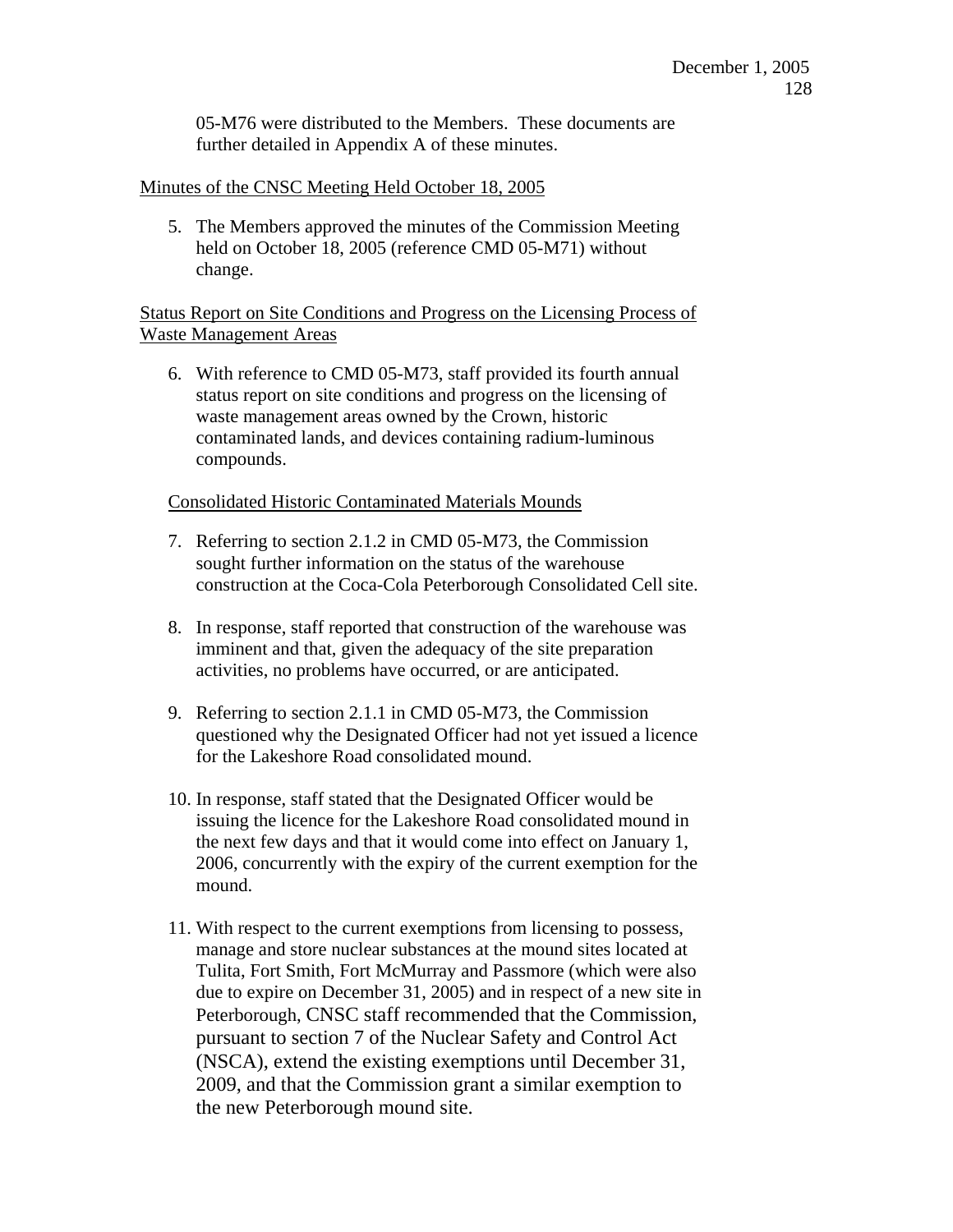05-M76 were distributed to the Members. These documents are further detailed in Appendix A of these minutes.

Minutes of the CNSC Meeting Held October 18, 2005

5. The Members approved the minutes of the Commission Meeting held on October 18, 2005 (reference CMD 05-M71) without change.

Status Report on Site Conditions and Progress on the Licensing Process of Waste Management Areas

6. With reference to CMD 05-M73, staff provided its fourth annual status report on site conditions and progress on the licensing of waste management areas owned by the Crown, historic contaminated lands, and devices containing radium-luminous compounds.

Consolidated Historic Contaminated Materials Mounds

7. Referring to section 2.1.2 in CMD 05-M73, the Commission sought further information on the status of the warehouse construction at the Coca-Cola Peterborough Consolidated Cell site.

8. In response, staff reported that construction of the warehouse was imminent and that, given the adequacy of the site preparation activities, no problems have occurred, or are anticipated.

9. Referring to section 2.1.1 in CMD 05-M73, the Commission questioned why the Designated Officer had not yet issued a licence for the Lakeshore Road consolidated mound.

10. In response, staff stated that the Designated Officer would be issuing the licence for the Lakeshore Road consolidated mound in the next few days and that it would come into effect on January 1, 2006, concurrently with the expiry of the current exemption for the mound.

11. With respect to the current exemptions from licensing to possess, manage and store nuclear substances at the mound sites located at Tulita, Fort Smith, Fort McMurray and Passmore (which were also due to expire on December 31, 2005) and in respect of a new site in Peterborough, CNSC staff recommended that the Commission, pursuant to section 7 of the Nuclear Safety and Control Act (NSCA), extend the existing exemptions until December 31, 2009, and that the Commission grant a similar exemption to the new Peterborough mound site.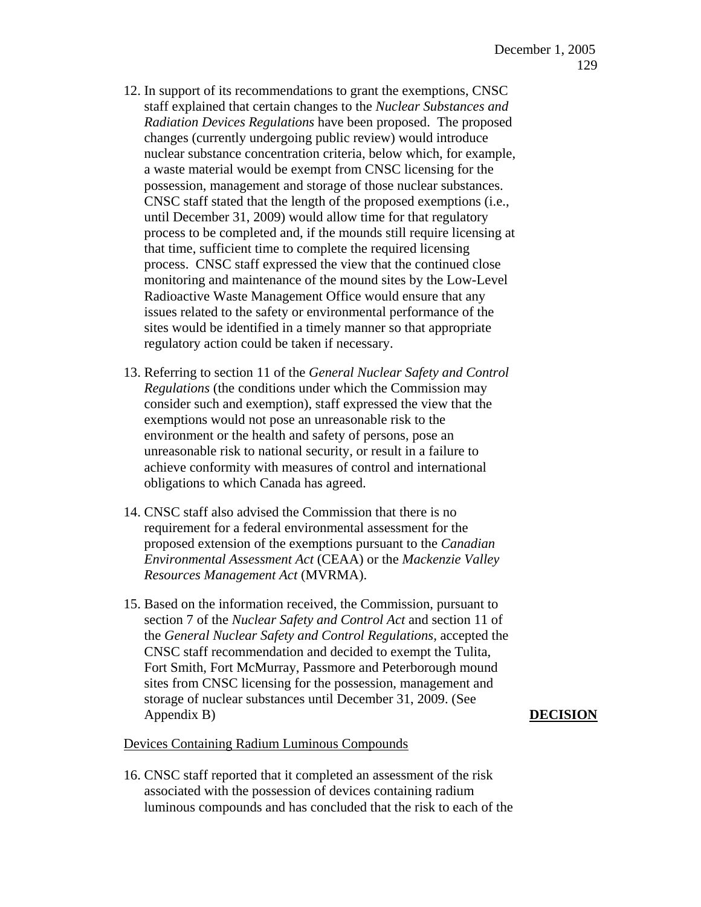12. In support of its recommendations to grant the exemptions, CNSC staff explained that certain changes to the *Nuclear Substances and Radiation Devices Regulations* have been proposed. The proposed changes (currently undergoing public review) would introduce nuclear substance concentration criteria, below which, for example, a waste material would be exempt from CNSC licensing for the possession, management and storage of those nuclear substances. CNSC staff stated that the length of the proposed exemptions (i.e., until December 31, 2009) would allow time for that regulatory process to be completed and, if the mounds still require licensing at that time, sufficient time to complete the required licensing process. CNSC staff expressed the view that the continued close monitoring and maintenance of the mound sites by the Low-Level Radioactive Waste Management Office would ensure that any issues related to the safety or environmental performance of the sites would be identified in a timely manner so that appropriate regulatory action could be taken if necessary.

13. Referring to section 11 of the *General Nuclear Safety and Control Regulations* (the conditions under which the Commission may consider such and exemption), staff expressed the view that the exemptions would not pose an unreasonable risk to the environment or the health and safety of persons, pose an unreasonable risk to national security, or result in a failure to achieve conformity with measures of control and international obligations to which Canada has agreed.

14. CNSC staff also advised the Commission that there is no requirement for a federal environmental assessment for the proposed extension of the exemptions pursuant to the *Canadian Environmental Assessment Act* (CEAA) or the *Mackenzie Valley Resources Management Act* (MVRMA).

15. Based on the information received, the Commission, pursuant to section 7 of the *Nuclear Safety and Control Act* and section 11 of the *General Nuclear Safety and Control Regulations,* accepted the CNSC staff recommendation and decided to exempt the Tulita, Fort Smith, Fort McMurray, Passmore and Peterborough mound sites from CNSC licensing for the possession, management and storage of nuclear substances until December 31, 2009. (See Appendix B) **DECISION**

Devices Containing Radium Luminous Compounds

16. CNSC staff reported that it completed an assessment of the risk associated with the possession of devices containing radium luminous compounds and has concluded that the risk to each of the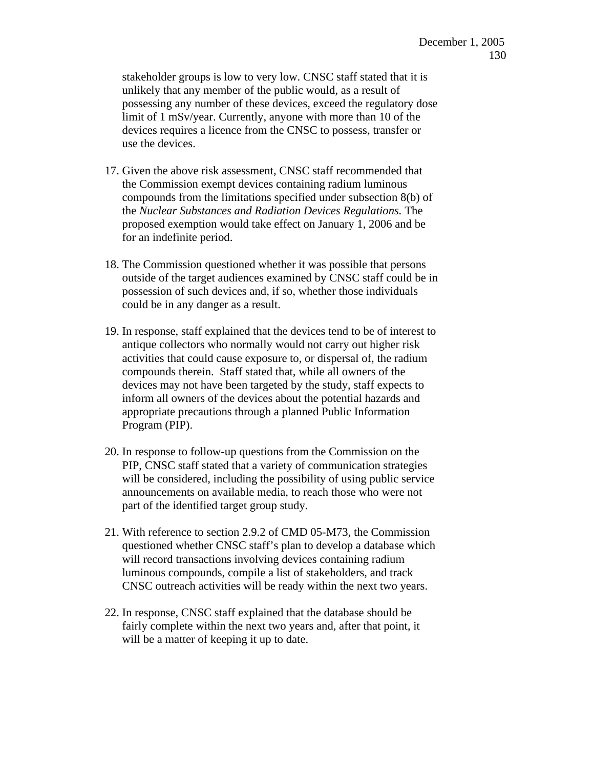stakeholder groups is low to very low. CNSC staff stated that it is unlikely that any member of the public would, as a result of possessing any number of these devices, exceed the regulatory dose limit of 1 mSv/year. Currently, anyone with more than 10 of the devices requires a licence from the CNSC to possess, transfer or use the devices.

17. Given the above risk assessment, CNSC staff recommended that the Commission exempt devices containing radium luminous compounds from the limitations specified under subsection 8(b) of the *Nuclear Substances and Radiation Devices Regulations.* The proposed exemption would take effect on January 1, 2006 and be for an indefinite period.

18. The Commission questioned whether it was possible that persons outside of the target audiences examined by CNSC staff could be in possession of such devices and, if so, whether those individuals could be in any danger as a result.

19. In response, staff explained that the devices tend to be of interest to antique collectors who normally would not carry out higher risk activities that could cause exposure to, or dispersal of, the radium compounds therein. Staff stated that, while all owners of the devices may not have been targeted by the study, staff expects to inform all owners of the devices about the potential hazards and appropriate precautions through a planned Public Information Program (PIP).

20. In response to follow-up questions from the Commission on the PIP, CNSC staff stated that a variety of communication strategies will be considered, including the possibility of using public service announcements on available media, to reach those who were not part of the identified target group study.

21. With reference to section 2.9.2 of CMD 05-M73, the Commission questioned whether CNSC staff's plan to develop a database which will record transactions involving devices containing radium luminous compounds, compile a list of stakeholders, and track CNSC outreach activities will be ready within the next two years.

22. In response, CNSC staff explained that the database should be fairly complete within the next two years and, after that point, it will be a matter of keeping it up to date.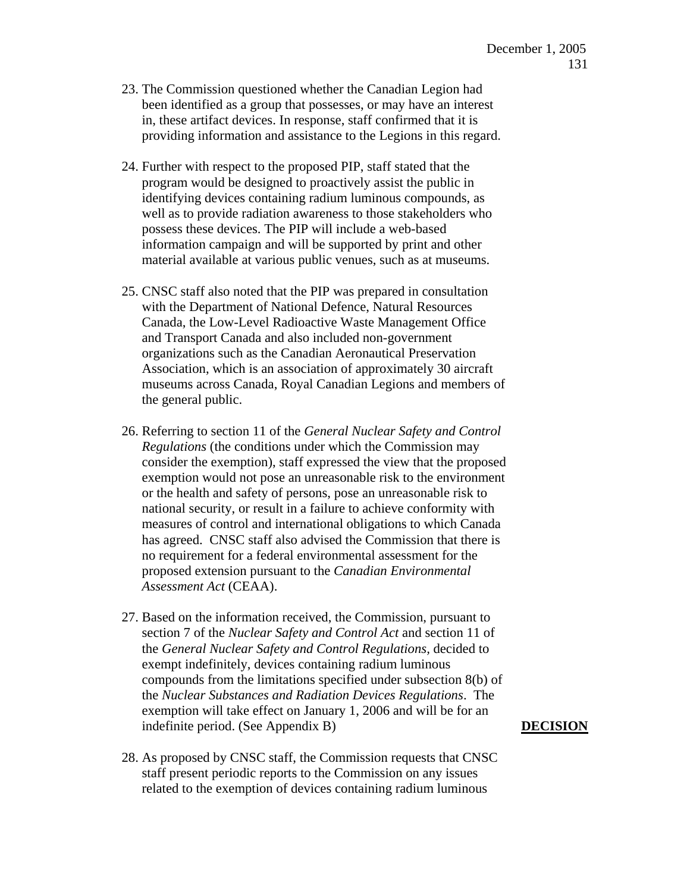23. The Commission questioned whether the Canadian Legion had been identified as a group that possesses, or may have an interest in, these artifact devices. In response, staff confirmed that it is providing information and assistance to the Legions in this regard.

24. Further with respect to the proposed PIP, staff stated that the program would be designed to proactively assist the public in identifying devices containing radium luminous compounds, as well as to provide radiation awareness to those stakeholders who possess these devices. The PIP will include a web-based information campaign and will be supported by print and other material available at various public venues, such as at museums.

25. CNSC staff also noted that the PIP was prepared in consultation with the Department of National Defence, Natural Resources Canada, the Low-Level Radioactive Waste Management Office and Transport Canada and also included non-government organizations such as the Canadian Aeronautical Preservation Association, which is an association of approximately 30 aircraft museums across Canada, Royal Canadian Legions and members of the general public.

26. Referring to section 11 of the *General Nuclear Safety and Control Regulations* (the conditions under which the Commission may consider the exemption), staff expressed the view that the proposed exemption would not pose an unreasonable risk to the environment or the health and safety of persons, pose an unreasonable risk to national security, or result in a failure to achieve conformity with measures of control and international obligations to which Canada has agreed. CNSC staff also advised the Commission that there is no requirement for a federal environmental assessment for the proposed extension pursuant to the *Canadian Environmental Assessment Act* (CEAA).

27. Based on the information received, the Commission, pursuant to section 7 of the *Nuclear Safety and Control Act* and section 11 of the *General Nuclear Safety and Control Regulations,* decided to exempt indefinitely, devices containing radium luminous compounds from the limitations specified under subsection 8(b) of the *Nuclear Substances and Radiation Devices Regulations*. The exemption will take effect on January 1, 2006 and will be for an indefinite period. (See Appendix B) **DECISION**

28. As proposed by CNSC staff, the Commission requests that CNSC staff present periodic reports to the Commission on any issues related to the exemption of devices containing radium luminous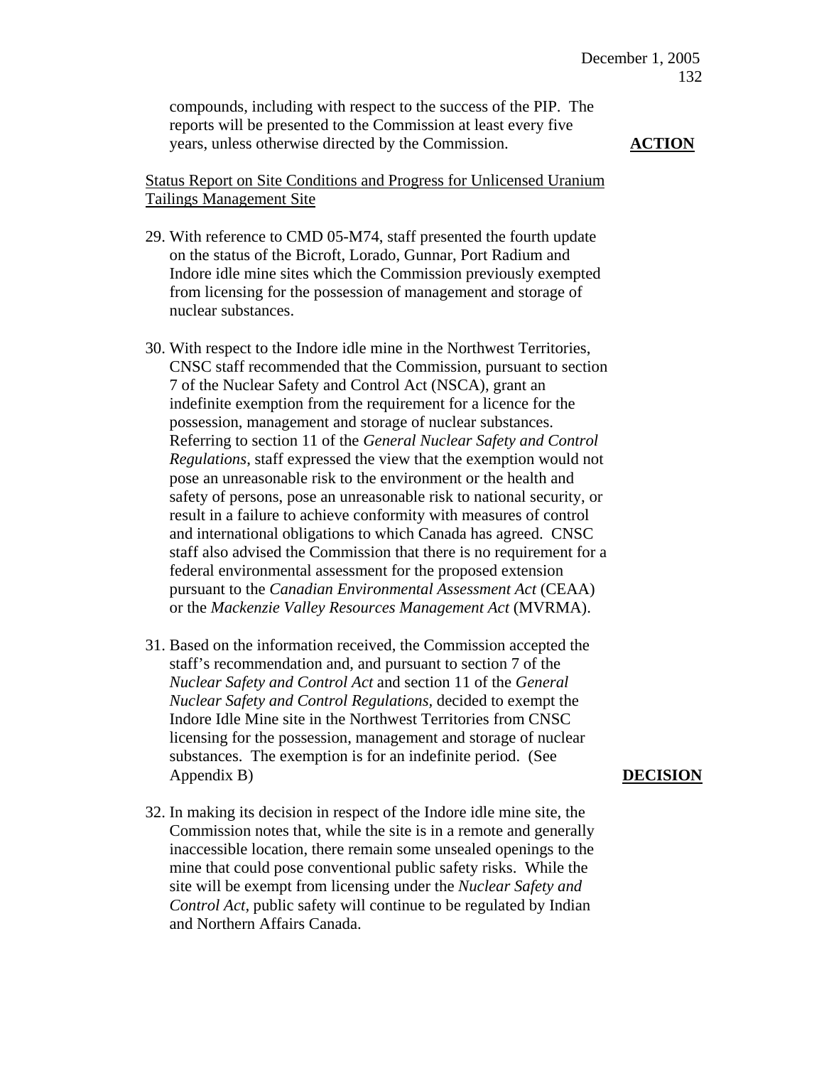compounds, including with respect to the success of the PIP. The reports will be presented to the Commission at least every five years, unless otherwise directed by the Commission. **ACTION**

Status Report on Site Conditions and Progress for Unlicensed Uranium Tailings Management Site

29. With reference to CMD 05-M74, staff presented the fourth update on the status of the Bicroft, Lorado, Gunnar, Port Radium and Indore idle mine sites which the Commission previously exempted from licensing for the possession of management and storage of nuclear substances.

30. With respect to the Indore idle mine in the Northwest Territories, CNSC staff recommended that the Commission, pursuant to section 7 of the Nuclear Safety and Control Act (NSCA), grant an indefinite exemption from the requirement for a licence for the possession, management and storage of nuclear substances. Referring to section 11 of the *General Nuclear Safety and Control Regulations*, staff expressed the view that the exemption would not pose an unreasonable risk to the environment or the health and safety of persons, pose an unreasonable risk to national security, or result in a failure to achieve conformity with measures of control and international obligations to which Canada has agreed. CNSC staff also advised the Commission that there is no requirement for a federal environmental assessment for the proposed extension pursuant to the *Canadian Environmental Assessment Act* (CEAA) or the *Mackenzie Valley Resources Management Act* (MVRMA).

31. Based on the information received, the Commission accepted the staff's recommendation and, and pursuant to section 7 of the *Nuclear Safety and Control Act* and section 11 of the *General Nuclear Safety and Control Regulations*, decided to exempt the Indore Idle Mine site in the Northwest Territories from CNSC licensing for the possession, management and storage of nuclear substances. The exemption is for an indefinite period. (See Appendix B) **DECISION**

32. In making its decision in respect of the Indore idle mine site, the Commission notes that, while the site is in a remote and generally inaccessible location, there remain some unsealed openings to the mine that could pose conventional public safety risks. While the site will be exempt from licensing under the *Nuclear Safety and Control Act,* public safety will continue to be regulated by Indian and Northern Affairs Canada.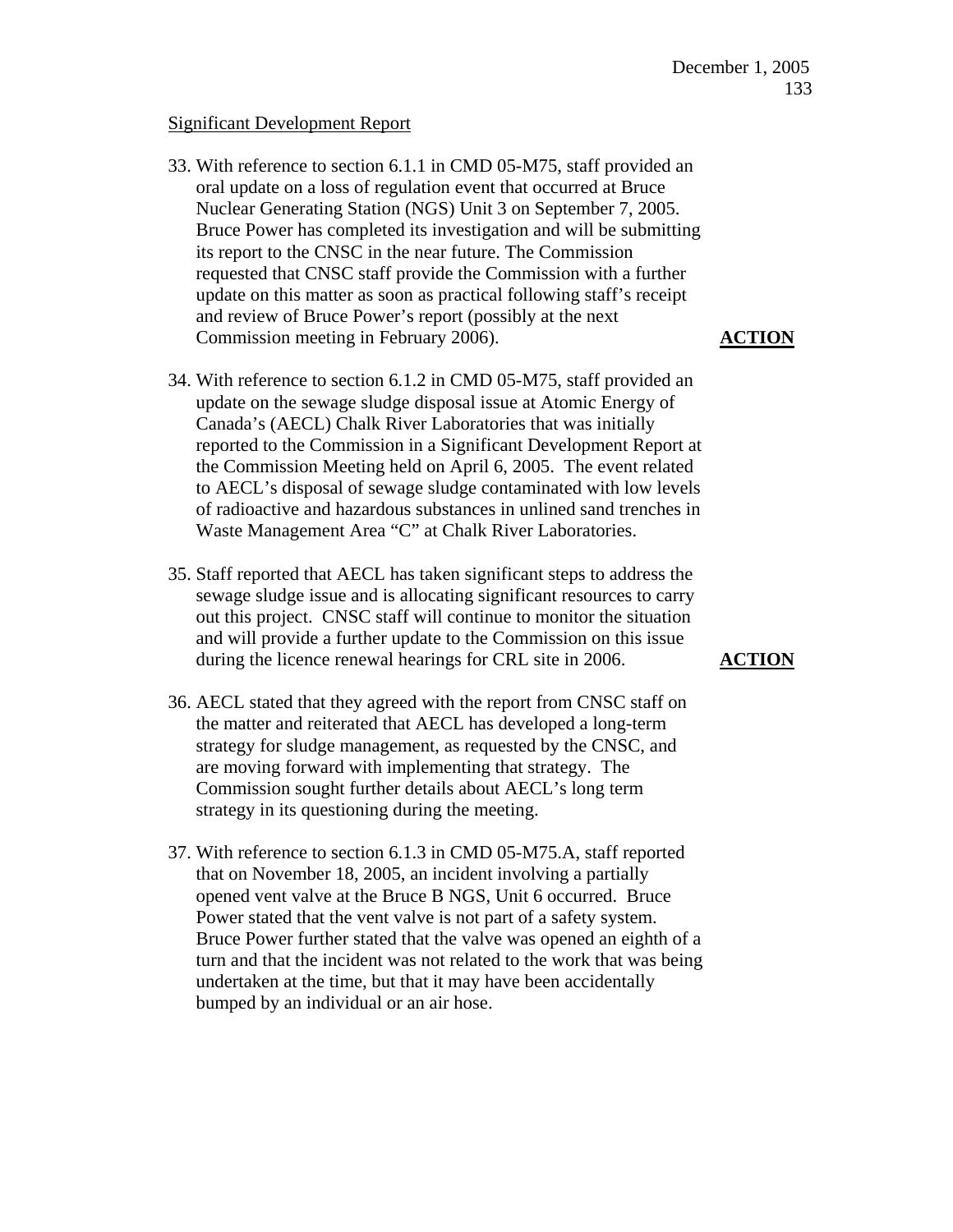Significant Development Report

33. With reference to section 6.1.1 in CMD 05-M75, staff provided an oral update on a loss of regulation event that occurred at Bruce Nuclear Generating Station (NGS) Unit 3 on September 7, 2005. Bruce Power has completed its investigation and will be submitting its report to the CNSC in the near future. The Commission requested that CNSC staff provide the Commission with a further update on this matter as soon as practical following staff's receipt and review of Bruce Power's report (possibly at the next Commission meeting in February 2006). **ACTION**

34. With reference to section 6.1.2 in CMD 05-M75, staff provided an update on the sewage sludge disposal issue at Atomic Energy of Canada's (AECL) Chalk River Laboratories that was initially reported to the Commission in a Significant Development Report at the Commission Meeting held on April 6, 2005. The event related to AECL's disposal of sewage sludge contaminated with low levels of radioactive and hazardous substances in unlined sand trenches in Waste Management Area "C" at Chalk River Laboratories.

35. Staff reported that AECL has taken significant steps to address the sewage sludge issue and is allocating significant resources to carry out this project. CNSC staff will continue to monitor the situation and will provide a further update to the Commission on this issue during the licence renewal hearings for CRL site in 2006. **ACTION**

36. AECL stated that they agreed with the report from CNSC staff on the matter and reiterated that AECL has developed a long-term strategy for sludge management, as requested by the CNSC, and are moving forward with implementing that strategy. The Commission sought further details about AECL's long term strategy in its questioning during the meeting.

37. With reference to section 6.1.3 in CMD 05-M75.A, staff reported that on November 18, 2005, an incident involving a partially opened vent valve at the Bruce B NGS, Unit 6 occurred. Bruce Power stated that the vent valve is not part of a safety system. Bruce Power further stated that the valve was opened an eighth of a turn and that the incident was not related to the work that was being undertaken at the time, but that it may have been accidentally bumped by an individual or an air hose.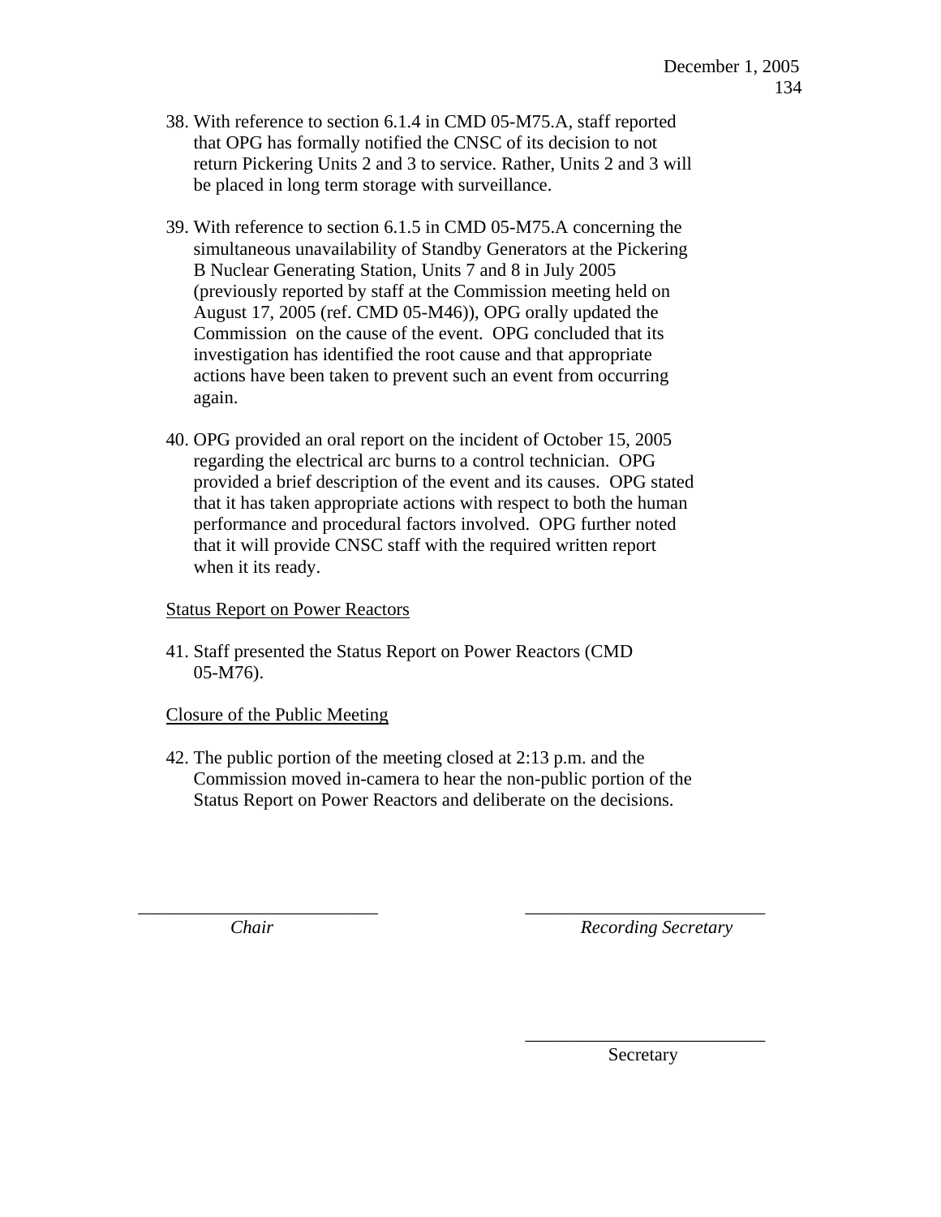38. With reference to section 6.1.4 in CMD 05-M75.A, staff reported that OPG has formally notified the CNSC of its decision to not return Pickering Units 2 and 3 to service. Rather, Units 2 and 3 will be placed in long term storage with surveillance.

39. With reference to section 6.1.5 in CMD 05-M75.A concerning the simultaneous unavailability of Standby Generators at the Pickering B Nuclear Generating Station, Units 7 and 8 in July 2005 (previously reported by staff at the Commission meeting held on August 17, 2005 (ref. CMD 05-M46)), OPG orally updated the Commission on the cause of the event. OPG concluded that its investigation has identified the root cause and that appropriate actions have been taken to prevent such an event from occurring again.

40. OPG provided an oral report on the incident of October 15, 2005 regarding the electrical arc burns to a control technician. OPG provided a brief description of the event and its causes. OPG stated that it has taken appropriate actions with respect to both the human performance and procedural factors involved. OPG further noted that it will provide CNSC staff with the required written report when it its ready.

<u>Status Report on Power Reactors</u>

41. Staff presented the Status Report on Power Reactors (CMD 05-M76).

<u>Closure of the Public Meeting</u>

42. The public portion of the meeting closed at 2:13 p.m. and the Commission moved in-camera to hear the non-public portion of the Status Report on Power Reactors and deliberate on the decisions.

\_\_\_\_\_\_\_\_\_\_\_\_\_\_\_\_\_\_\_\_\_\_\_\_\_\_
*Chair*

\_\_\_\_\_\_\_\_\_\_\_\_\_\_\_\_\_\_\_\_\_\_\_\_\_\_
*Recording Secretary*

\_\_\_\_\_\_\_\_\_\_\_\_\_\_\_\_\_\_\_\_\_\_\_\_\_\_
Secretary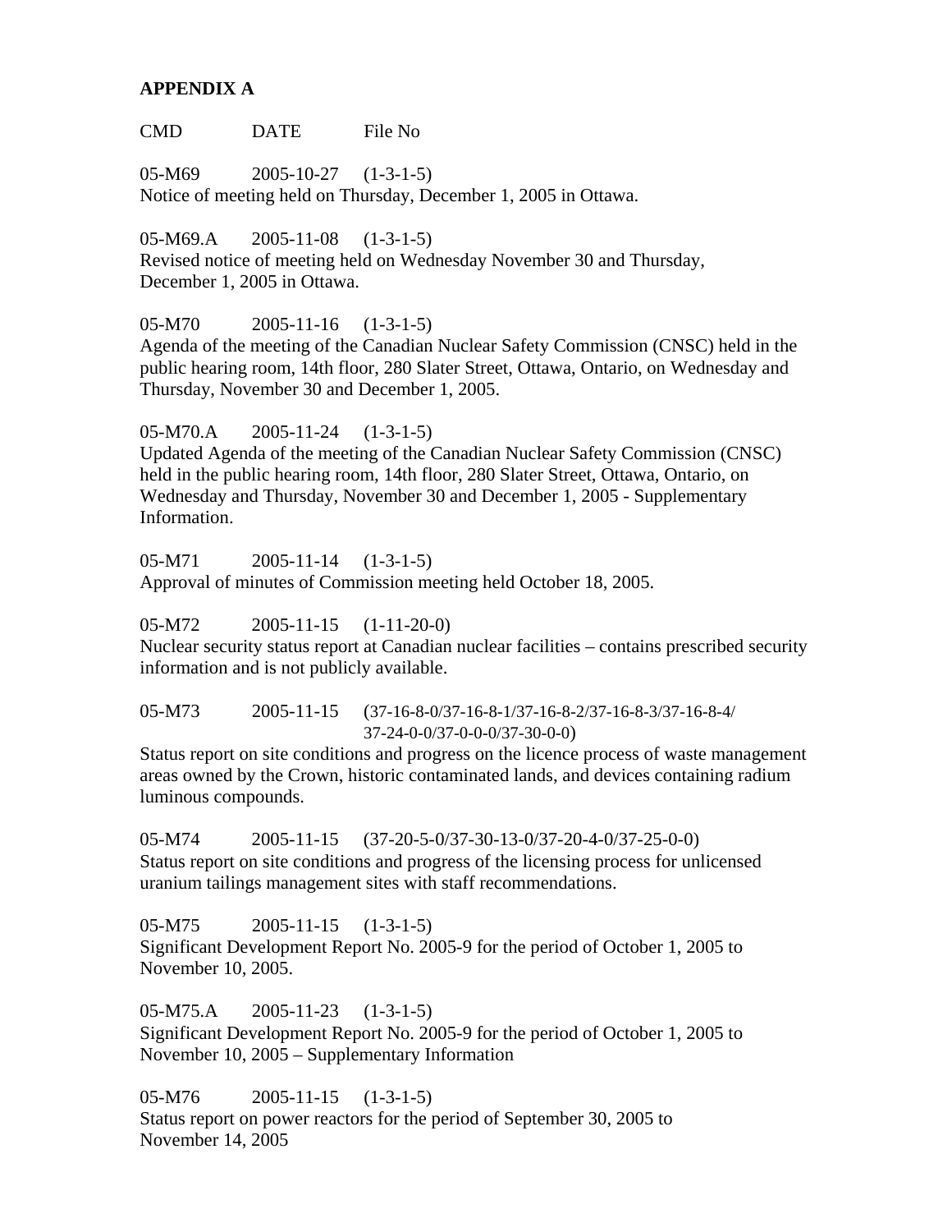**APPENDIX A**

CMD DATE File No

05-M69 2005-10-27 (1-3-1-5)
Notice of meeting held on Thursday, December 1, 2005 in Ottawa.

05-M69.A 2005-11-08 (1-3-1-5)
Revised notice of meeting held on Wednesday November 30 and Thursday, December 1, 2005 in Ottawa.

05-M70 2005-11-16 (1-3-1-5)
Agenda of the meeting of the Canadian Nuclear Safety Commission (CNSC) held in the public hearing room, 14th floor, 280 Slater Street, Ottawa, Ontario, on Wednesday and Thursday, November 30 and December 1, 2005.

05-M70.A 2005-11-24 (1-3-1-5)
Updated Agenda of the meeting of the Canadian Nuclear Safety Commission (CNSC) held in the public hearing room, 14th floor, 280 Slater Street, Ottawa, Ontario, on Wednesday and Thursday, November 30 and December 1, 2005 - Supplementary Information.

05-M71 2005-11-14 (1-3-1-5)
Approval of minutes of Commission meeting held October 18, 2005.

05-M72 2005-11-15 (1-11-20-0)
Nuclear security status report at Canadian nuclear facilities – contains prescribed security information and is not publicly available.

05-M73 2005-11-15 (37-16-8-0/37-16-8-1/37-16-8-2/37-16-8-3/37-16-8-4/37-24-0-0/37-0-0-0/37-30-0-0)
Status report on site conditions and progress on the licence process of waste management areas owned by the Crown, historic contaminated lands, and devices containing radium luminous compounds.

05-M74 2005-11-15 (37-20-5-0/37-30-13-0/37-20-4-0/37-25-0-0)
Status report on site conditions and progress of the licensing process for unlicensed uranium tailings management sites with staff recommendations.

05-M75 2005-11-15 (1-3-1-5)
Significant Development Report No. 2005-9 for the period of October 1, 2005 to November 10, 2005.

05-M75.A 2005-11-23 (1-3-1-5)
Significant Development Report No. 2005-9 for the period of October 1, 2005 to November 10, 2005 – Supplementary Information

05-M76 2005-11-15 (1-3-1-5)
Status report on power reactors for the period of September 30, 2005 to November 14, 2005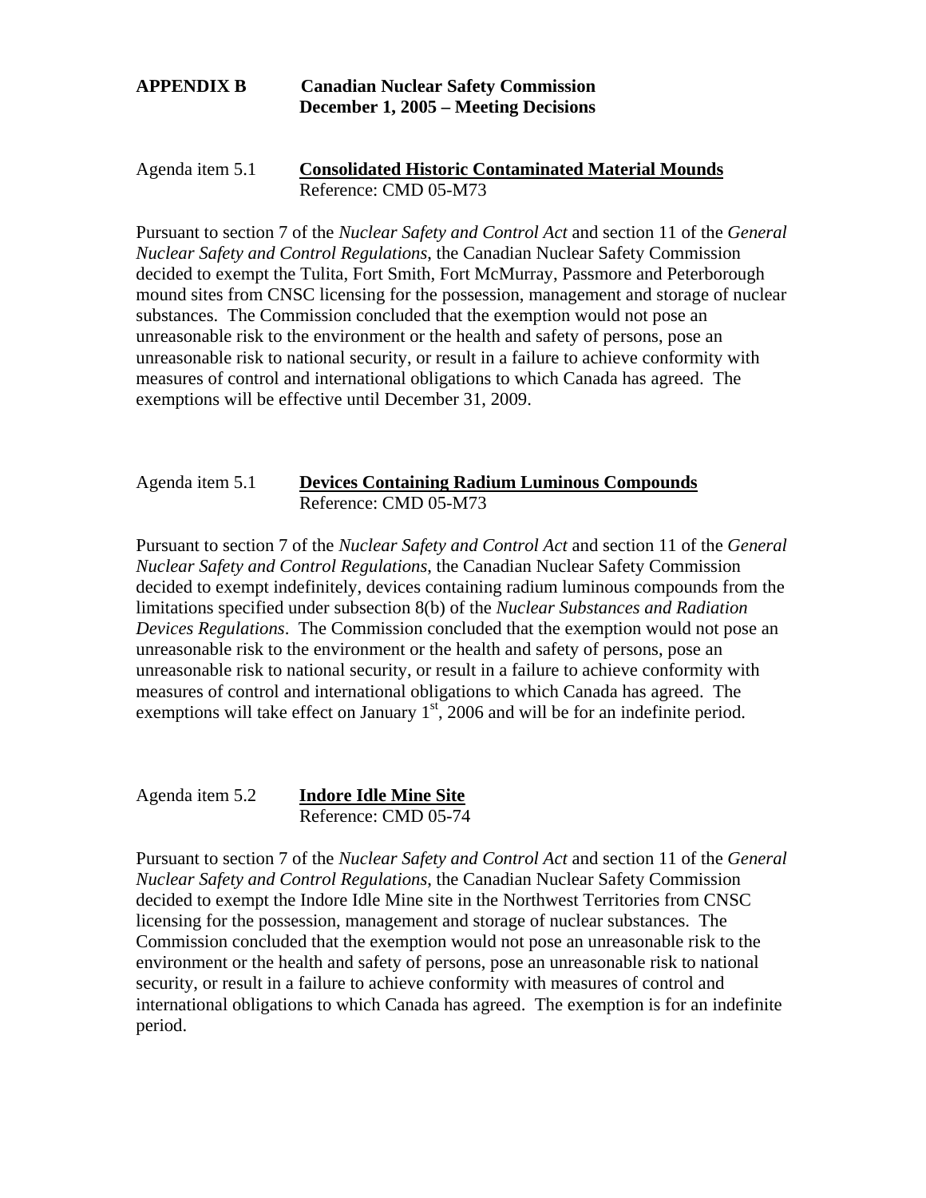**APPENDIX B Canadian Nuclear Safety Commission**
**December 1, 2005 – Meeting Decisions**

Agenda item 5.1 **Consolidated Historic Contaminated Material Mounds**
Reference: CMD 05-M73

Pursuant to section 7 of the *Nuclear Safety and Control Act* and section 11 of the *General Nuclear Safety and Control Regulations*, the Canadian Nuclear Safety Commission decided to exempt the Tulita, Fort Smith, Fort McMurray, Passmore and Peterborough mound sites from CNSC licensing for the possession, management and storage of nuclear substances. The Commission concluded that the exemption would not pose an unreasonable risk to the environment or the health and safety of persons, pose an unreasonable risk to national security, or result in a failure to achieve conformity with measures of control and international obligations to which Canada has agreed. The exemptions will be effective until December 31, 2009.

Agenda item 5.1 **Devices Containing Radium Luminous Compounds**
Reference: CMD 05-M73

Pursuant to section 7 of the *Nuclear Safety and Control Act* and section 11 of the *General Nuclear Safety and Control Regulations*, the Canadian Nuclear Safety Commission decided to exempt indefinitely, devices containing radium luminous compounds from the limitations specified under subsection 8(b) of the *Nuclear Substances and Radiation Devices Regulations*. The Commission concluded that the exemption would not pose an unreasonable risk to the environment or the health and safety of persons, pose an unreasonable risk to national security, or result in a failure to achieve conformity with measures of control and international obligations to which Canada has agreed. The exemptions will take effect on January 1st, 2006 and will be for an indefinite period.

Agenda item 5.2 **Indore Idle Mine Site**
Reference: CMD 05-74

Pursuant to section 7 of the *Nuclear Safety and Control Act* and section 11 of the *General Nuclear Safety and Control Regulations*, the Canadian Nuclear Safety Commission decided to exempt the Indore Idle Mine site in the Northwest Territories from CNSC licensing for the possession, management and storage of nuclear substances. The Commission concluded that the exemption would not pose an unreasonable risk to the environment or the health and safety of persons, pose an unreasonable risk to national security, or result in a failure to achieve conformity with measures of control and international obligations to which Canada has agreed. The exemption is for an indefinite period.